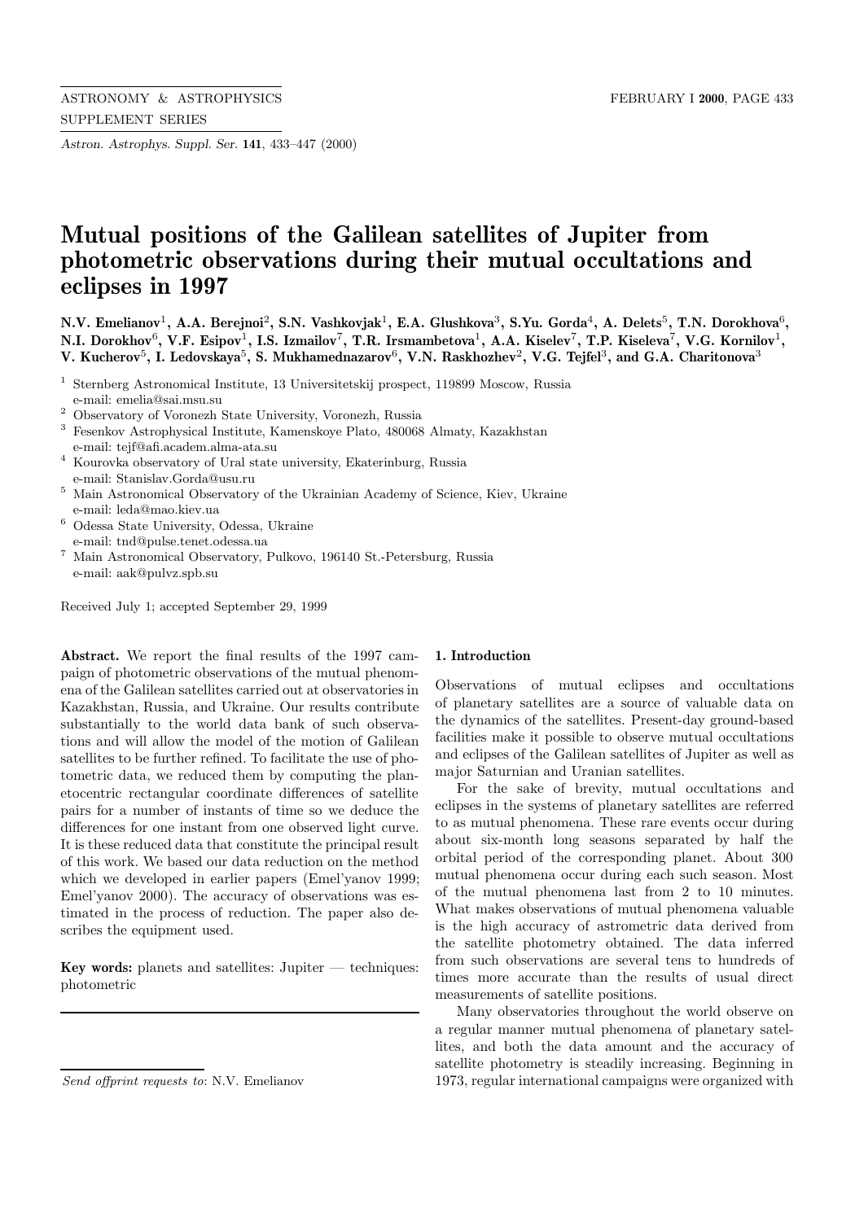# Mutual positions of the Galilean satellites of Jupiter from photometric observations during their mutual occultations and eclipses in 1997

**N.V. Emelianov[1], A.A. Berejnoi[2], S.N. Vashkovjak[1], E.A. Glushkova[3], S.Yu. Gorda[4], A. Delets[5], T.N. Dorokhova[6], N.I. Dorokhov[6], V.F. Esipov[1], I.S. Izmailov[7], T.R. Irsmambetova[1], A.A. Kiselev[7], T.P. Kiseleva[7], V.G. Kornilov[1], V. Kucherov[5], I. Ledovskaya[5], S. Mukhamednazarov[6], V.N. Raskhozhev[2], V.G. Tejfel[3], and G.A. Charitonova[3]**

[1] Sternberg Astronomical Institute, 13 Universitetskij prospect, 119899 Moscow, Russia
e-mail: emelia@sai.msu.su

[2] Observatory of Voronezh State University, Voronezh, Russia

[3] Fesenkov Astrophysical Institute, Kamenskoye Plato, 480068 Almaty, Kazakhstan
e-mail: tejf@afi.academ.alma-ata.su

[4] Kourovka observatory of Ural state university, Ekaterinburg, Russia
e-mail: Stanislav.Gorda@usu.ru

[5] Main Astronomical Observatory of the Ukrainian Academy of Science, Kiev, Ukraine
e-mail: leda@mao.kiev.ua

[6] Odessa State University, Odessa, Ukraine
e-mail: tnd@pulse.tenet.odessa.ua

[7] Main Astronomical Observatory, Pulkovo, 196140 St.-Petersburg, Russia
e-mail: aak@pulvz.spb.su

Received July 1; accepted September 29, 1999

**Abstract.** We report the final results of the 1997 campaign of photometric observations of the mutual phenomena of the Galilean satellites carried out at observatories in Kazakhstan, Russia, and Ukraine. Our results contribute substantially to the world data bank of such observations and will allow the model of the motion of Galilean satellites to be further refined. To facilitate the use of photometric data, we reduced them by computing the planetocentric rectangular coordinate differences of satellite pairs for a number of instants of time so we deduce the differences for one instant from one observed light curve. It is these reduced data that constitute the principal result of this work. We based our data reduction on the method which we developed in earlier papers (Emel'yanov 1999; Emel'yanov 2000). The accuracy of observations was estimated in the process of reduction. The paper also describes the equipment used.

**Key words:** planets and satellites: Jupiter — techniques: photometric

*Send offprint requests to*: N.V. Emelianov

## 1. Introduction

Observations of mutual eclipses and occultations of planetary satellites are a source of valuable data on the dynamics of the satellites. Present-day ground-based facilities make it possible to observe mutual occultations and eclipses of the Galilean satellites of Jupiter as well as major Saturnian and Uranian satellites.

For the sake of brevity, mutual occultations and eclipses in the systems of planetary satellites are referred to as mutual phenomena. These rare events occur during about six-month long seasons separated by half the orbital period of the corresponding planet. About 300 mutual phenomena occur during each such season. Most of the mutual phenomena last from 2 to 10 minutes. What makes observations of mutual phenomena valuable is the high accuracy of astrometric data derived from the satellite photometry obtained. The data inferred from such observations are several tens to hundreds of times more accurate than the results of usual direct measurements of satellite positions.

Many observatories throughout the world observe on a regular manner mutual phenomena of planetary satellites, and both the data amount and the accuracy of satellite photometry is steadily increasing. Beginning in 1973, regular international campaigns were organized with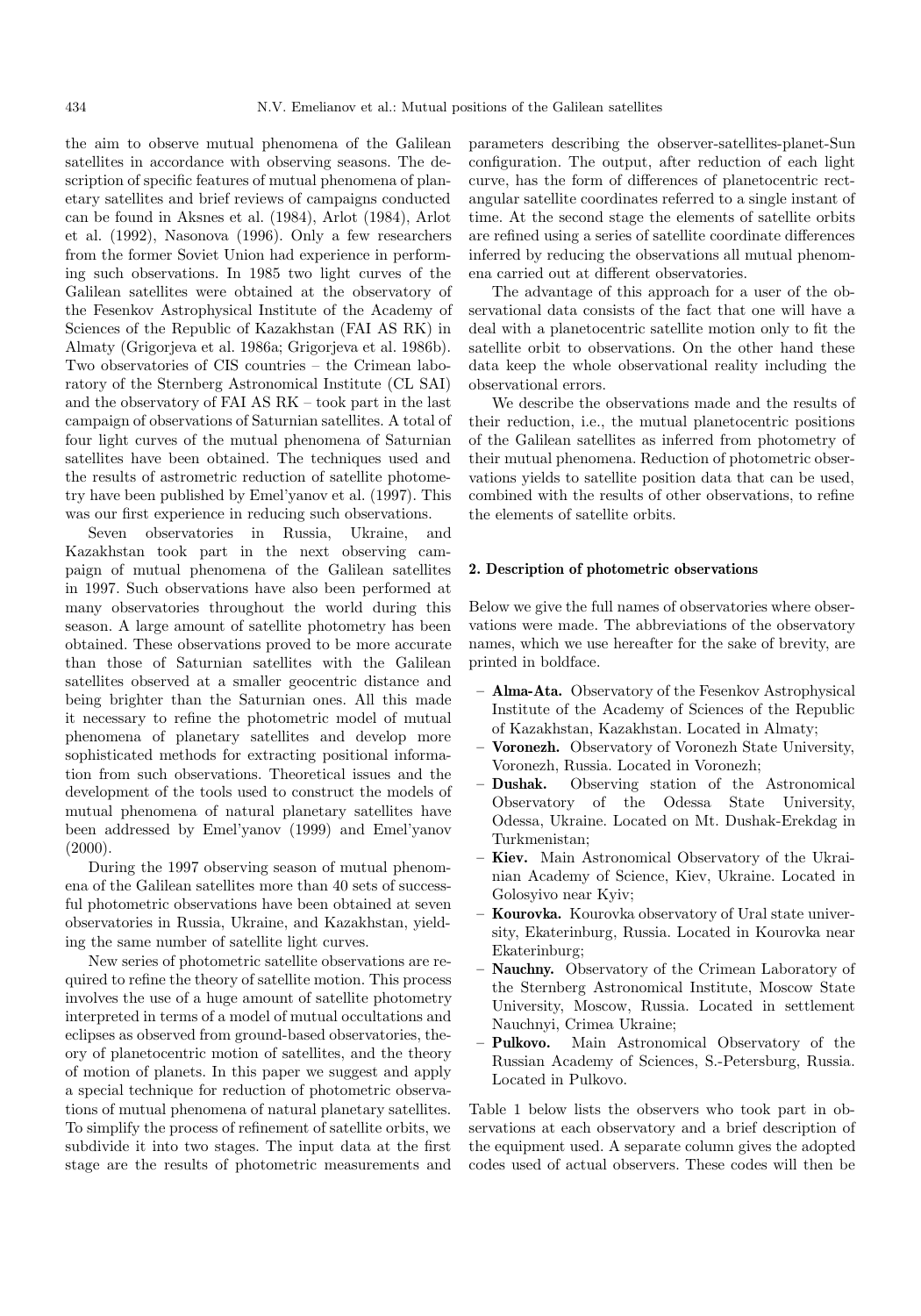the aim to observe mutual phenomena of the Galilean satellites in accordance with observing seasons. The description of specific features of mutual phenomena of planetary satellites and brief reviews of campaigns conducted can be found in Aksnes et al. (1984), Arlot (1984), Arlot et al. (1992), Nasonova (1996). Only a few researchers from the former Soviet Union had experience in performing such observations. In 1985 two light curves of the Galilean satellites were obtained at the observatory of the Fesenkov Astrophysical Institute of the Academy of Sciences of the Republic of Kazakhstan (FAI AS RK) in Almaty (Grigorjeva et al. 1986a; Grigorjeva et al. 1986b). Two observatories of CIS countries – the Crimean laboratory of the Sternberg Astronomical Institute (CL SAI) and the observatory of FAI AS RK – took part in the last campaign of observations of Saturnian satellites. A total of four light curves of the mutual phenomena of Saturnian satellites have been obtained. The techniques used and the results of astrometric reduction of satellite photometry have been published by Emel'yanov et al. (1997). This was our first experience in reducing such observations.

Seven observatories in Russia, Ukraine, and Kazakhstan took part in the next observing campaign of mutual phenomena of the Galilean satellites in 1997. Such observations have also been performed at many observatories throughout the world during this season. A large amount of satellite photometry has been obtained. These observations proved to be more accurate than those of Saturnian satellites with the Galilean satellites observed at a smaller geocentric distance and being brighter than the Saturnian ones. All this made it necessary to refine the photometric model of mutual phenomena of planetary satellites and develop more sophisticated methods for extracting positional information from such observations. Theoretical issues and the development of the tools used to construct the models of mutual phenomena of natural planetary satellites have been addressed by Emel'yanov (1999) and Emel'yanov (2000).

During the 1997 observing season of mutual phenomena of the Galilean satellites more than 40 sets of successful photometric observations have been obtained at seven observatories in Russia, Ukraine, and Kazakhstan, yielding the same number of satellite light curves.

New series of photometric satellite observations are required to refine the theory of satellite motion. This process involves the use of a huge amount of satellite photometry interpreted in terms of a model of mutual occultations and eclipses as observed from ground-based observatories, theory of planetocentric motion of satellites, and the theory of motion of planets. In this paper we suggest and apply a special technique for reduction of photometric observations of mutual phenomena of natural planetary satellites. To simplify the process of refinement of satellite orbits, we subdivide it into two stages. The input data at the first stage are the results of photometric measurements and parameters describing the observer-satellites-planet-Sun configuration. The output, after reduction of each light curve, has the form of differences of planetocentric rectangular satellite coordinates referred to a single instant of time. At the second stage the elements of satellite orbits are refined using a series of satellite coordinate differences inferred by reducing the observations all mutual phenomena carried out at different observatories.

The advantage of this approach for a user of the observational data consists of the fact that one will have a deal with a planetocentric satellite motion only to fit the satellite orbit to observations. On the other hand these data keep the whole observational reality including the observational errors.

We describe the observations made and the results of their reduction, i.e., the mutual planetocentric positions of the Galilean satellites as inferred from photometry of their mutual phenomena. Reduction of photometric observations yields to satellite position data that can be used, combined with the results of other observations, to refine the elements of satellite orbits.

## 2. Description of photometric observations

Below we give the full names of observatories where observations were made. The abbreviations of the observatory names, which we use hereafter for the sake of brevity, are printed in boldface.

- **Alma-Ata.** Observatory of the Fesenkov Astrophysical Institute of the Academy of Sciences of the Republic of Kazakhstan, Kazakhstan. Located in Almaty;
- **Voronezh.** Observatory of Voronezh State University, Voronezh, Russia. Located in Voronezh;
- **Dushak.** Observing station of the Astronomical Observatory of the Odessa State University, Odessa, Ukraine. Located on Mt. Dushak-Erekdag in Turkmenistan;
- **Kiev.** Main Astronomical Observatory of the Ukrainian Academy of Science, Kiev, Ukraine. Located in Golosyivo near Kyiv;
- **Kourovka.** Kourovka observatory of Ural state university, Ekaterinburg, Russia. Located in Kourovka near Ekaterinburg;
- **Nauchny.** Observatory of the Crimean Laboratory of the Sternberg Astronomical Institute, Moscow State University, Moscow, Russia. Located in settlement Nauchnyi, Crimea Ukraine;
- **Pulkovo.** Main Astronomical Observatory of the Russian Academy of Sciences, S.-Petersburg, Russia. Located in Pulkovo.

Table 1 below lists the observers who took part in observations at each observatory and a brief description of the equipment used. A separate column gives the adopted codes used of actual observers. These codes will then be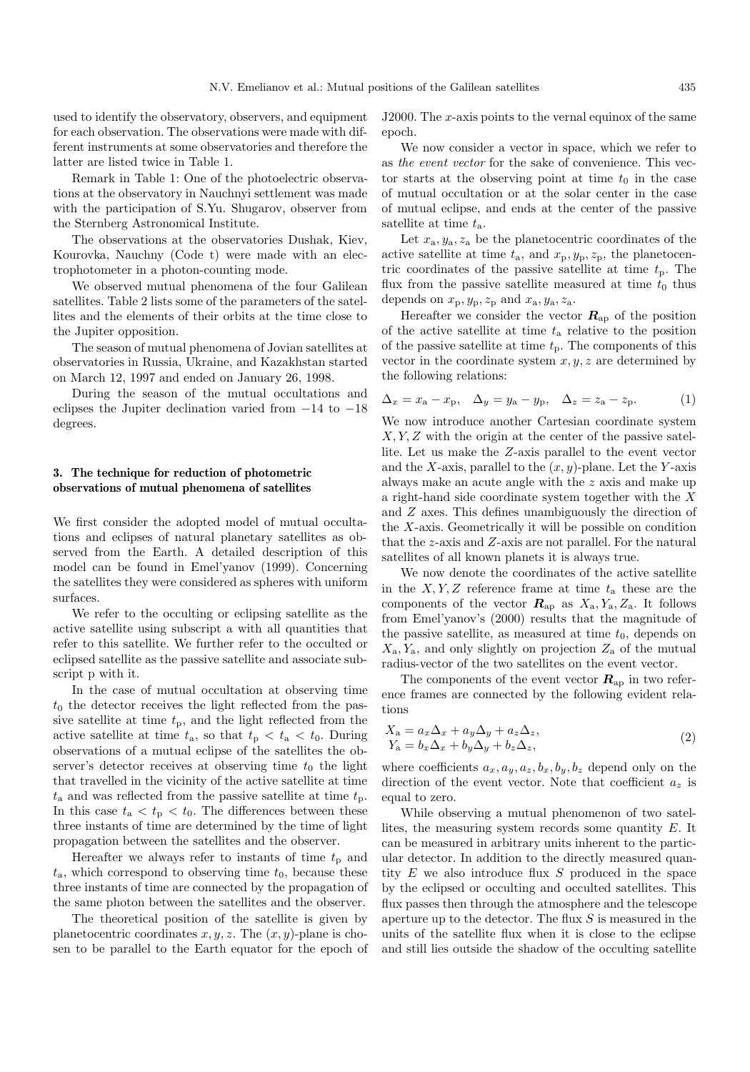used to identify the observatory, observers, and equipment for each observation. The observations were made with different instruments at some observatories and therefore the latter are listed twice in Table 1.

Remark in Table 1: One of the photoelectric observations at the observatory in Nauchnyi settlement was made with the participation of S.Yu. Shugarov, observer from the Sternberg Astronomical Institute.

The observations at the observatories Dushak, Kiev, Kourovka, Nauchny (Code t) were made with an electrophotometer in a photon-counting mode.

We observed mutual phenomena of the four Galilean satellites. Table 2 lists some of the parameters of the satellites and the elements of their orbits at the time close to the Jupiter opposition.

The season of mutual phenomena of Jovian satellites at observatories in Russia, Ukraine, and Kazakhstan started on March 12, 1997 and ended on January 26, 1998.

During the season of the mutual occultations and eclipses the Jupiter declination varied from $-14$ to $-18$ degrees.

## 3. The technique for reduction of photometric observations of mutual phenomena of satellites

We first consider the adopted model of mutual occultations and eclipses of natural planetary satellites as observed from the Earth. A detailed description of this model can be found in Emel'yanov (1999). Concerning the satellites they were considered as spheres with uniform surfaces.

We refer to the occulting or eclipsing satellite as the active satellite using subscript a with all quantities that refer to this satellite. We further refer to the occulted or eclipsed satellite as the passive satellite and associate subscript p with it.

In the case of mutual occultation at observing time $t_0$ the detector receives the light reflected from the passive satellite at time $t_\mathrm{p}$, and the light reflected from the active satellite at time $t_\mathrm{a}$, so that $t_\mathrm{p} < t_\mathrm{a} < t_0$. During observations of a mutual eclipse of the satellites the observer's detector receives at observing time $t_0$ the light that travelled in the vicinity of the active satellite at time $t_\mathrm{a}$ and was reflected from the passive satellite at time $t_\mathrm{p}$. In this case $t_\mathrm{a} < t_\mathrm{p} < t_0$. The differences between these three instants of time are determined by the time of light propagation between the satellites and the observer.

Hereafter we always refer to instants of time $t_\mathrm{p}$ and $t_\mathrm{a}$, which correspond to observing time $t_0$, because these three instants of time are connected by the propagation of the same photon between the satellites and the observer.

The theoretical position of the satellite is given by planetocentric coordinates $x, y, z$. The $(x, y)$-plane is chosen to be parallel to the Earth equator for the epoch of J2000. The $x$-axis points to the vernal equinox of the same epoch.

We now consider a vector in space, which we refer to as *the event vector* for the sake of convenience. This vector starts at the observing point at time $t_0$ in the case of mutual occultation or at the solar center in the case of mutual eclipse, and ends at the center of the passive satellite at time $t_\mathrm{a}$.

Let $x_\mathrm{a}, y_\mathrm{a}, z_\mathrm{a}$ be the planetocentric coordinates of the active satellite at time $t_\mathrm{a}$, and $x_\mathrm{p}, y_\mathrm{p}, z_\mathrm{p}$, the planetocentric coordinates of the passive satellite at time $t_\mathrm{p}$. The flux from the passive satellite measured at time $t_0$ thus depends on $x_\mathrm{p}, y_\mathrm{p}, z_\mathrm{p}$ and $x_\mathrm{a}, y_\mathrm{a}, z_\mathrm{a}$.

Hereafter we consider the vector $\boldsymbol{R}_\mathrm{ap}$ of the position of the active satellite at time $t_\mathrm{a}$ relative to the position of the passive satellite at time $t_\mathrm{p}$. The components of this vector in the coordinate system $x, y, z$ are determined by the following relations:

$$\Delta_x = x_\mathrm{a} - x_\mathrm{p}, \quad \Delta_y = y_\mathrm{a} - y_\mathrm{p}, \quad \Delta_z = z_\mathrm{a} - z_\mathrm{p}. \tag{1}$$

We now introduce another Cartesian coordinate system $X, Y, Z$ with the origin at the center of the passive satellite. Let us make the $Z$-axis parallel to the event vector and the $X$-axis, parallel to the $(x, y)$-plane. Let the $Y$-axis always make an acute angle with the $z$ axis and make up a right-hand side coordinate system together with the $X$ and $Z$ axes. This defines unambiguously the direction of the $X$-axis. Geometrically it will be possible on condition that the $z$-axis and $Z$-axis are not parallel. For the natural satellites of all known planets it is always true.

We now denote the coordinates of the active satellite in the $X, Y, Z$ reference frame at time $t_\mathrm{a}$ these are the components of the vector $\boldsymbol{R}_\mathrm{ap}$ as $X_\mathrm{a}, Y_\mathrm{a}, Z_\mathrm{a}$. It follows from Emel'yanov's (2000) results that the magnitude of the passive satellite, as measured at time $t_0$, depends on $X_\mathrm{a}, Y_\mathrm{a}$, and only slightly on projection $Z_\mathrm{a}$ of the mutual radius-vector of the two satellites on the event vector.

The components of the event vector $\boldsymbol{R}_\mathrm{ap}$ in two reference frames are connected by the following evident relations

$$\begin{aligned} X_\mathrm{a} &= a_x\Delta_x + a_y\Delta_y + a_z\Delta_z, \\ Y_\mathrm{a} &= b_x\Delta_x + b_y\Delta_y + b_z\Delta_z, \end{aligned} \tag{2}$$

where coefficients $a_x, a_y, a_z, b_x, b_y, b_z$ depend only on the direction of the event vector. Note that coefficient $a_z$ is equal to zero.

While observing a mutual phenomenon of two satellites, the measuring system records some quantity $E$. It can be measured in arbitrary units inherent to the particular detector. In addition to the directly measured quantity $E$ we also introduce flux $S$ produced in the space by the eclipsed or occulting and occulted satellites. This flux passes then through the atmosphere and the telescope aperture up to the detector. The flux $S$ is measured in the units of the satellite flux when it is close to the eclipse and still lies outside the shadow of the occulting satellite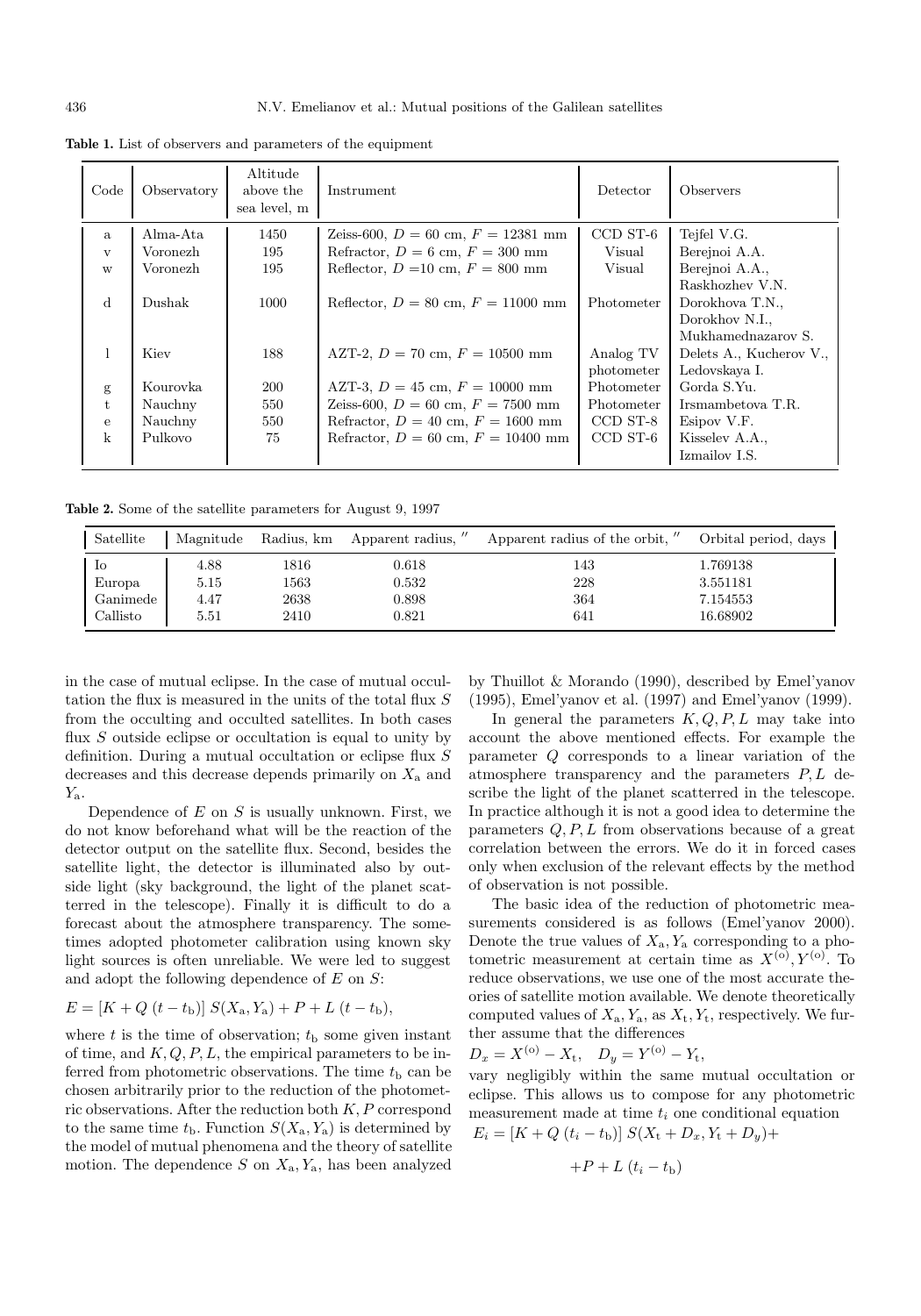**Table 1.** List of observers and parameters of the equipment

| Code | Observatory | Altitude above the sea level, m | Instrument | Detector | Observers |
|---|---|---|---|---|---|
| a | Alma-Ata | 1450 | Zeiss-600, $D = 60$ cm, $F = 12381$ mm | CCD ST-6 | Tejfel V.G. |
| v | Voronezh | 195 | Refractor, $D = 6$ cm, $F = 300$ mm | Visual | Berejnoi A.A. |
| w | Voronezh | 195 | Reflector, $D = 10$ cm, $F = 800$ mm | Visual | Berejnoi A.A., Raskhozhev V.N. |
| d | Dushak | 1000 | Reflector, $D = 80$ cm, $F = 11000$ mm | Photometer | Dorokhova T.N., Dorokhov N.I., Mukhamednazarov S. |
| l | Kiev | 188 | AZT-2, $D = 70$ cm, $F = 10500$ mm | Analog TV photometer | Delets A., Kucherov V., Ledovskaya I. |
| g | Kourovka | 200 | AZT-3, $D = 45$ cm, $F = 10000$ mm | Photometer | Gorda S.Yu. |
| t | Nauchny | 550 | Zeiss-600, $D = 60$ cm, $F = 7500$ mm | Photometer | Irsmambetova T.R. |
| e | Nauchny | 550 | Refractor, $D = 40$ cm, $F = 1600$ mm | CCD ST-8 | Esipov V.F. |
| k | Pulkovo | 75 | Refractor, $D = 60$ cm, $F = 10400$ mm | CCD ST-6 | Kisselev A.A., Izmailov I.S. |

**Table 2.** Some of the satellite parameters for August 9, 1997

| Satellite | Magnitude | Radius, km | Apparent radius, ″ | Apparent radius of the orbit, ″ | Orbital period, days |
|---|---|---|---|---|---|
| Io | 4.88 | 1816 | 0.618 | 143 | 1.769138 |
| Europa | 5.15 | 1563 | 0.532 | 228 | 3.551181 |
| Ganimede | 4.47 | 2638 | 0.898 | 364 | 7.154553 |
| Callisto | 5.51 | 2410 | 0.821 | 641 | 16.68902 |

in the case of mutual eclipse. In the case of mutual occultation the flux is measured in the units of the total flux $S$ from the occulting and occulted satellites. In both cases flux $S$ outside eclipse or occultation is equal to unity by definition. During a mutual occultation or eclipse flux $S$ decreases and this decrease depends primarily on $X_\mathrm{a}$ and $Y_\mathrm{a}$.

Dependence of $E$ on $S$ is usually unknown. First, we do not know beforehand what will be the reaction of the detector output on the satellite flux. Second, besides the satellite light, the detector is illuminated also by outside light (sky background, the light of the planet scatterred in the telescope). Finally it is difficult to do a forecast about the atmosphere transparency. The sometimes adopted photometer calibration using known sky light sources is often unreliable. We were led to suggest and adopt the following dependence of $E$ on $S$:

$$E = [K + Q\ (t - t_\mathrm{b})]\ S(X_\mathrm{a}, Y_\mathrm{a}) + P + L\ (t - t_\mathrm{b}),$$

where $t$ is the time of observation; $t_\mathrm{b}$ some given instant of time, and $K, Q, P, L$, the empirical parameters to be inferred from photometric observations. The time $t_\mathrm{b}$ can be chosen arbitrarily prior to the reduction of the photometric observations. After the reduction both $K, P$ correspond to the same time $t_\mathrm{b}$. Function $S(X_\mathrm{a}, Y_\mathrm{a})$ is determined by the model of mutual phenomena and the theory of satellite motion. The dependence $S$ on $X_\mathrm{a}, Y_\mathrm{a}$, has been analyzed by Thuillot & Morando (1990), described by Emel'yanov (1995), Emel'yanov et al. (1997) and Emel'yanov (1999).

In general the parameters $K, Q, P, L$ may take into account the above mentioned effects. For example the parameter $Q$ corresponds to a linear variation of the atmosphere transparency and the parameters $P, L$ describe the light of the planet scatterred in the telescope. In practice although it is not a good idea to determine the parameters $Q, P, L$ from observations because of a great correlation between the errors. We do it in forced cases only when exclusion of the relevant effects by the method of observation is not possible.

The basic idea of the reduction of photometric measurements considered is as follows (Emel'yanov 2000). Denote the true values of $X_\mathrm{a}, Y_\mathrm{a}$ corresponding to a photometric measurement at certain time as $X^{(\mathrm{o})}, Y^{(\mathrm{o})}$. To reduce observations, we use one of the most accurate theories of satellite motion available. We denote theoretically computed values of $X_\mathrm{a}, Y_\mathrm{a}$, as $X_\mathrm{t}, Y_\mathrm{t}$, respectively. We further assume that the differences

$$D_x = X^{(\mathrm{o})} - X_\mathrm{t}, \quad D_y = Y^{(\mathrm{o})} - Y_\mathrm{t},$$

vary negligibly within the same mutual occultation or eclipse. This allows us to compose for any photometric measurement made at time $t_i$ one conditional equation

$$E_i = [K + Q\ (t_i - t_\mathrm{b})]\ S(X_\mathrm{t} + D_x, Y_\mathrm{t} + D_y) + P + L\ (t_i - t_\mathrm{b})$$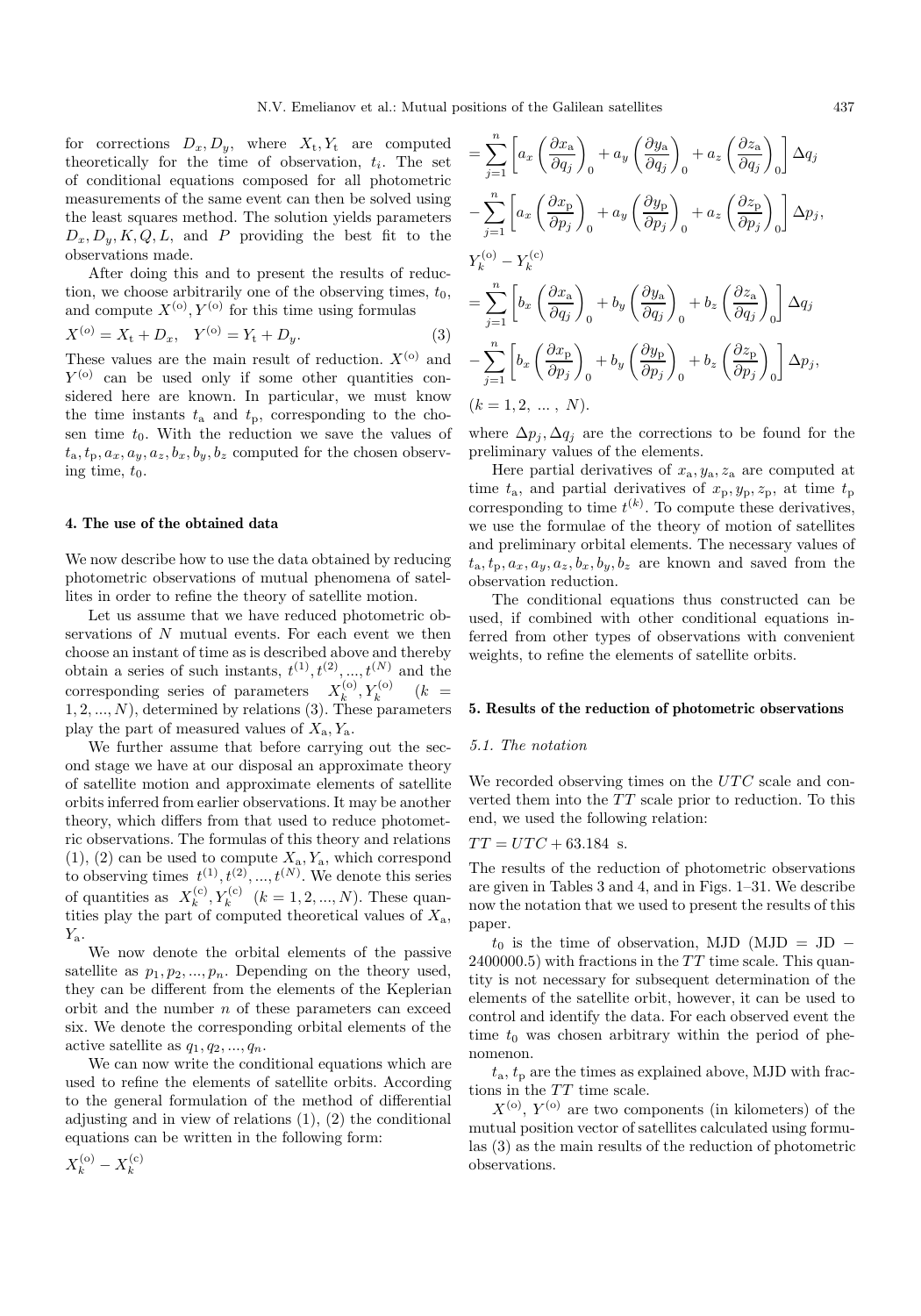for corrections $D_x, D_y$, where $X_t, Y_t$ are computed theoretically for the time of observation, $t_i$. The set of conditional equations composed for all photometric measurements of the same event can then be solved using the least squares method. The solution yields parameters $D_x, D_y, K, Q, L$, and $P$ providing the best fit to the observations made.

After doing this and to present the results of reduction, we choose arbitrarily one of the observing times, $t_0$, and compute $X^{(o)}, Y^{(o)}$ for this time using formulas

$$X^{(o)} = X_t + D_x, \quad Y^{(o)} = Y_t + D_y. \tag{3}$$

These values are the main result of reduction. $X^{(o)}$ and $Y^{(o)}$ can be used only if some other quantities considered here are known. In particular, we must know the time instants $t_a$ and $t_p$, corresponding to the chosen time $t_0$. With the reduction we save the values of $t_a, t_p, a_x, a_y, a_z, b_x, b_y, b_z$ computed for the chosen observing time, $t_0$.

#### 4. The use of the obtained data

We now describe how to use the data obtained by reducing photometric observations of mutual phenomena of satellites in order to refine the theory of satellite motion.

Let us assume that we have reduced photometric observations of $N$ mutual events. For each event we then choose an instant of time as is described above and thereby obtain a series of such instants, $t^{(1)}, t^{(2)}, ..., t^{(N)}$ and the corresponding series of parameters $X_k^{(o)}, Y_k^{(o)}$ $(k = 1, 2, ..., N)$, determined by relations (3). These parameters play the part of measured values of $X_a, Y_a$.

We further assume that before carrying out the second stage we have at our disposal an approximate theory of satellite motion and approximate elements of satellite orbits inferred from earlier observations. It may be another theory, which differs from that used to reduce photometric observations. The formulas of this theory and relations (1), (2) can be used to compute $X_a, Y_a$, which correspond to observing times $t^{(1)}, t^{(2)}, ..., t^{(N)}$. We denote this series of quantities as $X_k^{(c)}, Y_k^{(c)}$ $(k = 1, 2, ..., N)$. These quantities play the part of computed theoretical values of $X_a$, $Y_a$.

We now denote the orbital elements of the passive satellite as $p_1, p_2, ..., p_n$. Depending on the theory used, they can be different from the elements of the Keplerian orbit and the number $n$ of these parameters can exceed six. We denote the corresponding orbital elements of the active satellite as $q_1, q_2, ..., q_n$.

We can now write the conditional equations which are used to refine the elements of satellite orbits. According to the general formulation of the method of differential adjusting and in view of relations (1), (2) the conditional equations can be written in the following form:

$$X_k^{(o)} - X_k^{(c)}$$
$$= \sum_{j=1}^{n} \left[ a_x \left( \frac{\partial x_a}{\partial q_j} \right)_0 + a_y \left( \frac{\partial y_a}{\partial q_j} \right)_0 + a_z \left( \frac{\partial z_a}{\partial q_j} \right)_0 \right] \Delta q_j$$
$$- \sum_{j=1}^{n} \left[ a_x \left( \frac{\partial x_p}{\partial p_j} \right)_0 + a_y \left( \frac{\partial y_p}{\partial p_j} \right)_0 + a_z \left( \frac{\partial z_p}{\partial p_j} \right)_0 \right] \Delta p_j,$$
$$Y_k^{(o)} - Y_k^{(c)}$$
$$= \sum_{j=1}^{n} \left[ b_x \left( \frac{\partial x_a}{\partial q_j} \right)_0 + b_y \left( \frac{\partial y_a}{\partial q_j} \right)_0 + b_z \left( \frac{\partial z_a}{\partial q_j} \right)_0 \right] \Delta q_j$$
$$- \sum_{j=1}^{n} \left[ b_x \left( \frac{\partial x_p}{\partial p_j} \right)_0 + b_y \left( \frac{\partial y_p}{\partial p_j} \right)_0 + b_z \left( \frac{\partial z_p}{\partial p_j} \right)_0 \right] \Delta p_j,$$
$$(k = 1, 2, \ ... \ , \ N).$$

where $\Delta p_j, \Delta q_j$ are the corrections to be found for the preliminary values of the elements.

Here partial derivatives of $x_a, y_a, z_a$ are computed at time $t_a$, and partial derivatives of $x_p, y_p, z_p$, at time $t_p$ corresponding to time $t^{(k)}$. To compute these derivatives, we use the formulae of the theory of motion of satellites and preliminary orbital elements. The necessary values of $t_a, t_p, a_x, a_y, a_z, b_x, b_y, b_z$ are known and saved from the observation reduction.

The conditional equations thus constructed can be used, if combined with other conditional equations inferred from other types of observations with convenient weights, to refine the elements of satellite orbits.

#### 5. Results of the reduction of photometric observations

##### *5.1. The notation*

We recorded observing times on the $UTC$ scale and converted them into the $TT$ scale prior to reduction. To this end, we used the following relation:

$TT = UTC + 63.184$ s.

The results of the reduction of photometric observations are given in Tables 3 and 4, and in Figs. 1–31. We describe now the notation that we used to present the results of this paper.

$t_0$ is the time of observation, MJD (MJD = JD − 2400000.5) with fractions in the $TT$ time scale. This quantity is not necessary for subsequent determination of the elements of the satellite orbit, however, it can be used to control and identify the data. For each observed event the time $t_0$ was chosen arbitrary within the period of phenomenon.

$t_a$, $t_p$ are the times as explained above, MJD with fractions in the $TT$ time scale.

$X^{(o)}$, $Y^{(o)}$ are two components (in kilometers) of the mutual position vector of satellites calculated using formulas (3) as the main results of the reduction of photometric observations.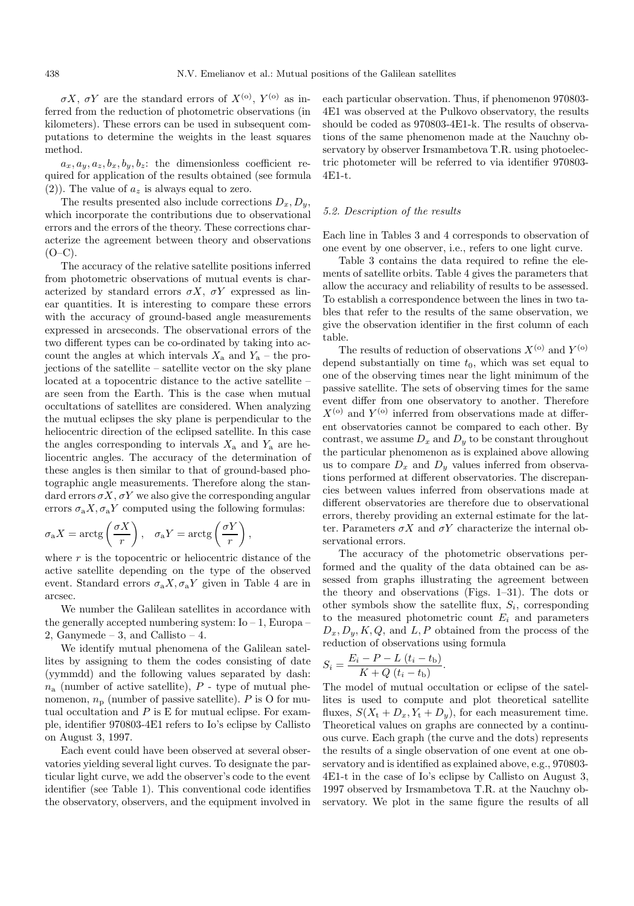$\sigma X$, $\sigma Y$ are the standard errors of $X^{(o)}$, $Y^{(o)}$ as inferred from the reduction of photometric observations (in kilometers). These errors can be used in subsequent computations to determine the weights in the least squares method.

$a_x, a_y, a_z, b_x, b_y, b_z$: the dimensionless coefficient required for application of the results obtained (see formula (2)). The value of $a_z$ is always equal to zero.

The results presented also include corrections $D_x, D_y$, which incorporate the contributions due to observational errors and the errors of the theory. These corrections characterize the agreement between theory and observations (O–C).

The accuracy of the relative satellite positions inferred from photometric observations of mutual events is characterized by standard errors $\sigma X$, $\sigma Y$ expressed as linear quantities. It is interesting to compare these errors with the accuracy of ground-based angle measurements expressed in arcseconds. The observational errors of the two different types can be co-ordinated by taking into account the angles at which intervals $X_\mathrm{a}$ and $Y_\mathrm{a}$ – the projections of the satellite – satellite vector on the sky plane located at a topocentric distance to the active satellite – are seen from the Earth. This is the case when mutual occultations of satellites are considered. When analyzing the mutual eclipses the sky plane is perpendicular to the heliocentric direction of the eclipsed satellite. In this case the angles corresponding to intervals $X_\mathrm{a}$ and $Y_\mathrm{a}$ are heliocentric angles. The accuracy of the determination of these angles is then similar to that of ground-based photographic angle measurements. Therefore along the standard errors $\sigma X, \sigma Y$ we also give the corresponding angular errors $\sigma_\mathrm{a} X, \sigma_\mathrm{a} Y$ computed using the following formulas:

$$\sigma_\mathrm{a} X = \mathrm{arctg}\left(\frac{\sigma X}{r}\right), \quad \sigma_\mathrm{a} Y = \mathrm{arctg}\left(\frac{\sigma Y}{r}\right),$$

where $r$ is the topocentric or heliocentric distance of the active satellite depending on the type of the observed event. Standard errors $\sigma_\mathrm{a} X, \sigma_\mathrm{a} Y$ given in Table 4 are in arcsec.

We number the Galilean satellites in accordance with the generally accepted numbering system: Io – 1, Europa – 2, Ganymede – 3, and Callisto – 4.

We identify mutual phenomena of the Galilean satellites by assigning to them the codes consisting of date (yymmdd) and the following values separated by dash: $n_\mathrm{a}$ (number of active satellite), $P$ - type of mutual phenomenon, $n_\mathrm{p}$ (number of passive satellite). $P$ is O for mutual occultation and $P$ is E for mutual eclipse. For example, identifier 970803-4E1 refers to Io's eclipse by Callisto on August 3, 1997.

Each event could have been observed at several observatories yielding several light curves. To designate the particular light curve, we add the observer's code to the event identifier (see Table 1). This conventional code identifies the observatory, observers, and the equipment involved in each particular observation. Thus, if phenomenon 970803-4E1 was observed at the Pulkovo observatory, the results should be coded as 970803-4E1-k. The results of observations of the same phenomenon made at the Nauchny observatory by observer Irsmambetova T.R. using photoelectric photometer will be referred to via identifier 970803-4E1-t.

### *5.2. Description of the results*

Each line in Tables 3 and 4 corresponds to observation of one event by one observer, i.e., refers to one light curve.

Table 3 contains the data required to refine the elements of satellite orbits. Table 4 gives the parameters that allow the accuracy and reliability of results to be assessed. To establish a correspondence between the lines in two tables that refer to the results of the same observation, we give the observation identifier in the first column of each table.

The results of reduction of observations $X^{(o)}$ and $Y^{(o)}$ depend substantially on time $t_0$, which was set equal to one of the observing times near the light minimum of the passive satellite. The sets of observing times for the same event differ from one observatory to another. Therefore $X^{(o)}$ and $Y^{(o)}$ inferred from observations made at different observatories cannot be compared to each other. By contrast, we assume $D_x$ and $D_y$ to be constant throughout the particular phenomenon as is explained above allowing us to compare $D_x$ and $D_y$ values inferred from observations performed at different observatories. The discrepancies between values inferred from observations made at different observatories are therefore due to observational errors, thereby providing an external estimate for the latter. Parameters $\sigma X$ and $\sigma Y$ characterize the internal observational errors.

The accuracy of the photometric observations performed and the quality of the data obtained can be assessed from graphs illustrating the agreement between the theory and observations (Figs. 1–31). The dots or other symbols show the satellite flux, $S_i$, corresponding to the measured photometric count $E_i$ and parameters $D_x, D_y, K, Q$, and $L, P$ obtained from the process of the reduction of observations using formula

$$S_i = \frac{E_i - P - L\,(t_i - t_\mathrm{b})}{K + Q\,(t_i - t_\mathrm{b})}.$$

The model of mutual occultation or eclipse of the satellites is used to compute and plot theoretical satellite fluxes, $S(X_\mathrm{t} + D_x, Y_\mathrm{t} + D_y)$, for each measurement time. Theoretical values on graphs are connected by a continuous curve. Each graph (the curve and the dots) represents the results of a single observation of one event at one observatory and is identified as explained above, e.g., 970803-4E1-t in the case of Io's eclipse by Callisto on August 3, 1997 observed by Irsmambetova T.R. at the Nauchny observatory. We plot in the same figure the results of all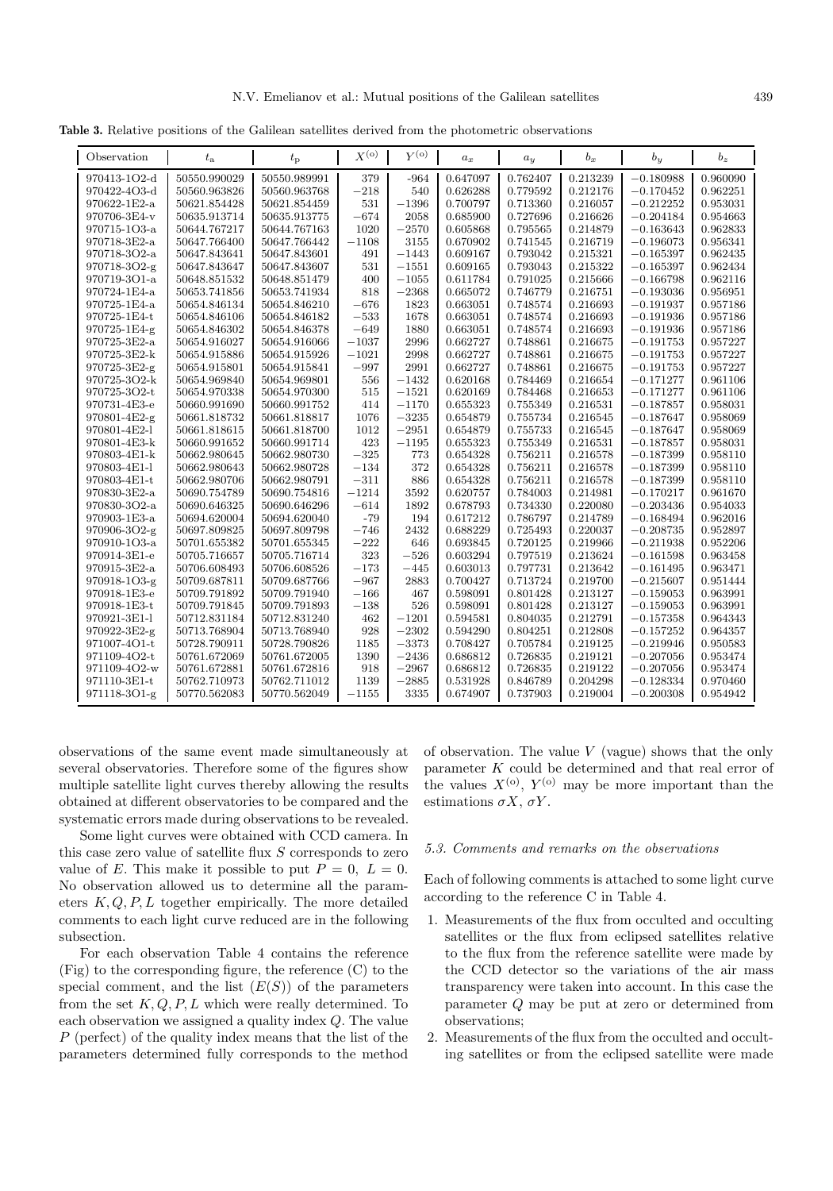**Table 3.** Relative positions of the Galilean satellites derived from the photometric observations

| Observation | $t_a$ | $t_p$ | $X^{(o)}$ | $Y^{(o)}$ | $a_x$ | $a_y$ | $b_x$ | $b_y$ | $b_z$ |
|---|---|---|---|---|---|---|---|---|---|
| 970413-1O2-d | 50550.990029 | 50550.989991 | 379 | -964 | 0.647097 | 0.762407 | 0.213239 | −0.180988 | 0.960090 |
| 970422-4O3-d | 50560.963826 | 50560.963768 | −218 | 540 | 0.626288 | 0.779592 | 0.212176 | −0.170452 | 0.962251 |
| 970622-1E2-a | 50621.854428 | 50621.854459 | 531 | −1396 | 0.700797 | 0.713360 | 0.216057 | −0.212252 | 0.953031 |
| 970706-3E4-v | 50635.913714 | 50635.913775 | −674 | 2058 | 0.685900 | 0.727696 | 0.216626 | −0.204184 | 0.954663 |
| 970715-1O3-a | 50644.767217 | 50644.767163 | 1020 | −2570 | 0.605868 | 0.795565 | 0.214879 | −0.163643 | 0.962833 |
| 970718-3E2-a | 50647.766400 | 50647.766442 | −1108 | 3155 | 0.670902 | 0.741545 | 0.216719 | −0.196073 | 0.956341 |
| 970718-3O2-a | 50647.843641 | 50647.843601 | 491 | −1443 | 0.609167 | 0.793042 | 0.215321 | −0.165397 | 0.962435 |
| 970718-3O2-g | 50647.843647 | 50647.843607 | 531 | −1551 | 0.609165 | 0.793043 | 0.215322 | −0.165397 | 0.962434 |
| 970719-3O1-a | 50648.851532 | 50648.851479 | 400 | −1055 | 0.611784 | 0.791025 | 0.215666 | −0.166798 | 0.962116 |
| 970724-1E4-a | 50653.741856 | 50653.741934 | 818 | −2368 | 0.665072 | 0.746779 | 0.216751 | −0.193036 | 0.956951 |
| 970725-1E4-a | 50654.846134 | 50654.846210 | −676 | 1823 | 0.663051 | 0.748574 | 0.216693 | −0.191937 | 0.957186 |
| 970725-1E4-t | 50654.846106 | 50654.846182 | −533 | 1678 | 0.663051 | 0.748574 | 0.216693 | −0.191936 | 0.957186 |
| 970725-1E4-g | 50654.846302 | 50654.846378 | −649 | 1880 | 0.663051 | 0.748574 | 0.216693 | −0.191936 | 0.957186 |
| 970725-3E2-a | 50654.916027 | 50654.916066 | −1037 | 2996 | 0.662727 | 0.748861 | 0.216675 | −0.191753 | 0.957227 |
| 970725-3E2-k | 50654.915886 | 50654.915926 | −1021 | 2998 | 0.662727 | 0.748861 | 0.216675 | −0.191753 | 0.957227 |
| 970725-3E2-g | 50654.915801 | 50654.915841 | −997 | 2991 | 0.662727 | 0.748861 | 0.216675 | −0.191753 | 0.957227 |
| 970725-3O2-k | 50654.969840 | 50654.969801 | 556 | −1432 | 0.620168 | 0.784469 | 0.216654 | −0.171277 | 0.961106 |
| 970725-3O2-t | 50654.970338 | 50654.970300 | 515 | −1521 | 0.620169 | 0.784468 | 0.216653 | −0.171277 | 0.961106 |
| 970731-4E3-e | 50660.991690 | 50660.991752 | 414 | −1170 | 0.655323 | 0.755349 | 0.216531 | −0.187857 | 0.958031 |
| 970801-4E2-g | 50661.818732 | 50661.818817 | 1076 | −3235 | 0.654879 | 0.755734 | 0.216545 | −0.187647 | 0.958069 |
| 970801-4E2-l | 50661.818615 | 50661.818700 | 1012 | −2951 | 0.654879 | 0.755733 | 0.216545 | −0.187647 | 0.958069 |
| 970801-4E3-k | 50660.991652 | 50660.991714 | 423 | −1195 | 0.655323 | 0.755349 | 0.216531 | −0.187857 | 0.958031 |
| 970803-4E1-k | 50662.980645 | 50662.980730 | −325 | 773 | 0.654328 | 0.756211 | 0.216578 | −0.187399 | 0.958110 |
| 970803-4E1-l | 50662.980643 | 50662.980728 | −134 | 372 | 0.654328 | 0.756211 | 0.216578 | −0.187399 | 0.958110 |
| 970803-4E1-t | 50662.980706 | 50662.980791 | −311 | 886 | 0.654328 | 0.756211 | 0.216578 | −0.187399 | 0.958110 |
| 970830-3E2-a | 50690.754789 | 50690.754816 | −1214 | 3592 | 0.620757 | 0.784003 | 0.214981 | −0.170217 | 0.961670 |
| 970830-3O2-a | 50690.646325 | 50690.646296 | −614 | 1892 | 0.678793 | 0.734330 | 0.220080 | −0.203436 | 0.954033 |
| 970903-1E3-a | 50694.620004 | 50694.620040 | -79 | 194 | 0.617212 | 0.786797 | 0.214789 | −0.168494 | 0.962016 |
| 970906-3O2-g | 50697.809825 | 50697.809798 | −746 | 2432 | 0.688229 | 0.725493 | 0.220037 | −0.208735 | 0.952897 |
| 970910-1O3-a | 50701.655382 | 50701.655345 | −222 | 646 | 0.693845 | 0.720125 | 0.219966 | −0.211938 | 0.952206 |
| 970914-3E1-e | 50705.716657 | 50705.716714 | 323 | −526 | 0.603294 | 0.797519 | 0.213624 | −0.161598 | 0.963458 |
| 970915-3E2-a | 50706.608493 | 50706.608526 | −173 | −445 | 0.603013 | 0.797731 | 0.213642 | −0.161495 | 0.963471 |
| 970918-1O3-g | 50709.687811 | 50709.687766 | −967 | 2883 | 0.700427 | 0.713724 | 0.219700 | −0.215607 | 0.951444 |
| 970918-1E3-e | 50709.791892 | 50709.791940 | −166 | 467 | 0.598091 | 0.801428 | 0.213127 | −0.159053 | 0.963991 |
| 970918-1E3-t | 50709.791845 | 50709.791893 | −138 | 526 | 0.598091 | 0.801428 | 0.213127 | −0.159053 | 0.963991 |
| 970921-3E1-l | 50712.831184 | 50712.831240 | 462 | −1201 | 0.594581 | 0.804035 | 0.212791 | −0.157358 | 0.964343 |
| 970922-3E2-g | 50713.768904 | 50713.768940 | 928 | −2302 | 0.594290 | 0.804251 | 0.212808 | −0.157252 | 0.964357 |
| 971007-4O1-t | 50728.790911 | 50728.790826 | 1185 | −3373 | 0.708427 | 0.705784 | 0.219125 | −0.219946 | 0.950583 |
| 971109-4O2-t | 50761.672069 | 50761.672005 | 1390 | −2436 | 0.686812 | 0.726835 | 0.219121 | −0.207056 | 0.953474 |
| 971109-4O2-w | 50761.672881 | 50761.672816 | 918 | −2967 | 0.686812 | 0.726835 | 0.219122 | −0.207056 | 0.953474 |
| 971110-3E1-t | 50762.710973 | 50762.711012 | 1139 | −2885 | 0.531928 | 0.846789 | 0.204298 | −0.128334 | 0.970460 |
| 971118-3O1-g | 50770.562083 | 50770.562049 | −1155 | 3335 | 0.674907 | 0.737903 | 0.219004 | −0.200308 | 0.954942 |

observations of the same event made simultaneously at several observatories. Therefore some of the figures show multiple satellite light curves thereby allowing the results obtained at different observatories to be compared and the systematic errors made during observations to be revealed.

Some light curves were obtained with CCD camera. In this case zero value of satellite flux $S$ corresponds to zero value of $E$. This make it possible to put $P = 0$, $L = 0$. No observation allowed us to determine all the parameters $K, Q, P, L$ together empirically. The more detailed comments to each light curve reduced are in the following subsection.

For each observation Table 4 contains the reference (Fig) to the corresponding figure, the reference (C) to the special comment, and the list $(E(S))$ of the parameters from the set $K, Q, P, L$ which were really determined. To each observation we assigned a quality index $Q$. The value $P$ (perfect) of the quality index means that the list of the parameters determined fully corresponds to the method of observation. The value $V$ (vague) shows that the only parameter $K$ could be determined and that real error of the values $X^{(o)}$, $Y^{(o)}$ may be more important than the estimations $\sigma X$, $\sigma Y$.

### 5.3. Comments and remarks on the observations

Each of following comments is attached to some light curve according to the reference C in Table 4.

1. Measurements of the flux from occulted and occulting satellites or the flux from eclipsed satellites relative to the flux from the reference satellite were made by the CCD detector so the variations of the air mass transparency were taken into account. In this case the parameter $Q$ may be put at zero or determined from observations;
2. Measurements of the flux from the occulted and occulting satellites or from the eclipsed satellite were made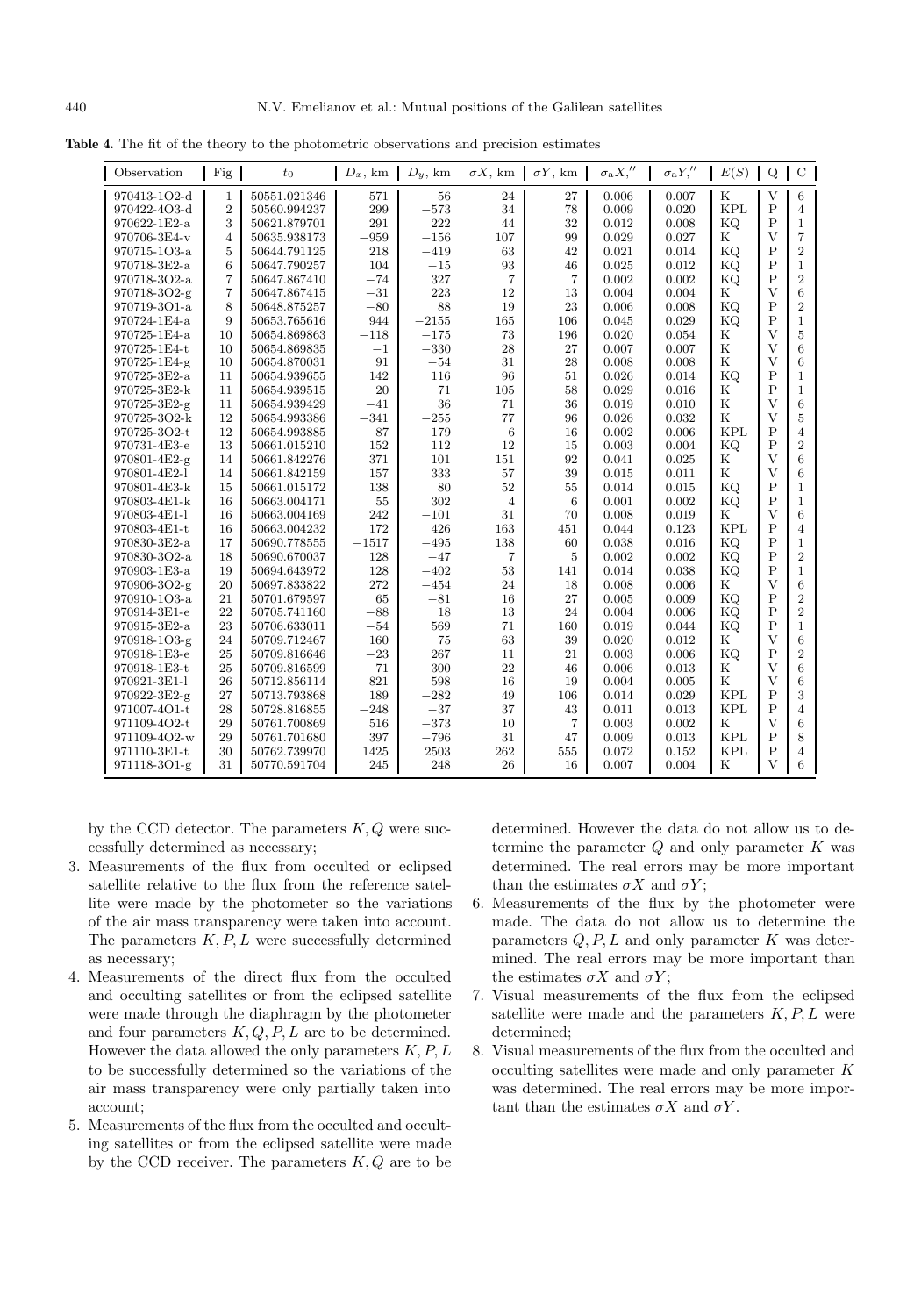**Table 4.** The fit of the theory to the photometric observations and precision estimates

| Observation | Fig | $t_0$ | $D_x$, km | $D_y$, km | $\sigma X$, km | $\sigma Y$, km | $\sigma_a X,''$ | $\sigma_a Y,''$ | $E(S)$ | Q | C |
|---|---|---|---|---|---|---|---|---|---|---|---|
| 970413-1O2-d | 1 | 50551.021346 | 571 | 56 | 24 | 27 | 0.006 | 0.007 | K | V | 6 |
| 970422-4O3-d | 2 | 50560.994237 | 299 | −573 | 34 | 78 | 0.009 | 0.020 | KPL | P | 4 |
| 970622-1E2-a | 3 | 50621.879701 | 291 | 222 | 44 | 32 | 0.012 | 0.008 | KQ | P | 1 |
| 970706-3E4-v | 4 | 50635.938173 | −959 | −156 | 107 | 99 | 0.029 | 0.027 | K | V | 7 |
| 970715-1O3-a | 5 | 50644.791125 | 218 | −419 | 63 | 42 | 0.021 | 0.014 | KQ | P | 2 |
| 970718-3E2-a | 6 | 50647.790257 | 104 | −15 | 93 | 46 | 0.025 | 0.012 | KQ | P | 1 |
| 970718-3O2-a | 7 | 50647.867410 | −74 | 327 | 7 | 7 | 0.002 | 0.002 | KQ | P | 2 |
| 970718-3O2-g | 7 | 50647.867415 | −31 | 223 | 12 | 13 | 0.004 | 0.004 | K | V | 6 |
| 970719-3O1-a | 8 | 50648.875257 | −80 | 88 | 19 | 23 | 0.006 | 0.008 | KQ | P | 2 |
| 970724-1E4-a | 9 | 50653.765616 | 944 | −2155 | 165 | 106 | 0.045 | 0.029 | KQ | P | 1 |
| 970725-1E4-a | 10 | 50654.869863 | −118 | −175 | 73 | 196 | 0.020 | 0.054 | K | V | 5 |
| 970725-1E4-t | 10 | 50654.869835 | −1 | −330 | 28 | 27 | 0.007 | 0.007 | K | V | 6 |
| 970725-1E4-g | 10 | 50654.870031 | 91 | −54 | 31 | 28 | 0.008 | 0.008 | K | V | 6 |
| 970725-3E2-a | 11 | 50654.939655 | 142 | 116 | 96 | 51 | 0.026 | 0.014 | KQ | P | 1 |
| 970725-3E2-k | 11 | 50654.939515 | 20 | 71 | 105 | 58 | 0.029 | 0.016 | K | P | 1 |
| 970725-3E2-g | 11 | 50654.939429 | −41 | 36 | 71 | 36 | 0.019 | 0.010 | K | V | 6 |
| 970725-3O2-k | 12 | 50654.993386 | −341 | −255 | 77 | 96 | 0.026 | 0.032 | K | V | 5 |
| 970725-3O2-t | 12 | 50654.993885 | 87 | −179 | 6 | 16 | 0.002 | 0.006 | KPL | P | 4 |
| 970731-4E3-e | 13 | 50661.015210 | 152 | 112 | 12 | 15 | 0.003 | 0.004 | KQ | P | 2 |
| 970801-4E2-g | 14 | 50661.842276 | 371 | 101 | 151 | 92 | 0.041 | 0.025 | K | V | 6 |
| 970801-4E2-l | 14 | 50661.842159 | 157 | 333 | 57 | 39 | 0.015 | 0.011 | K | V | 6 |
| 970801-4E3-k | 15 | 50661.015172 | 138 | 80 | 52 | 55 | 0.014 | 0.015 | KQ | P | 1 |
| 970803-4E1-k | 16 | 50663.004171 | 55 | 302 | 4 | 6 | 0.001 | 0.002 | KQ | P | 1 |
| 970803-4E1-l | 16 | 50663.004169 | 242 | −101 | 31 | 70 | 0.008 | 0.019 | K | V | 6 |
| 970803-4E1-t | 16 | 50663.004232 | 172 | 426 | 163 | 451 | 0.044 | 0.123 | KPL | P | 4 |
| 970830-3E2-a | 17 | 50690.778555 | −1517 | −495 | 138 | 60 | 0.038 | 0.016 | KQ | P | 1 |
| 970830-3O2-a | 18 | 50690.670037 | 128 | −47 | 7 | 5 | 0.002 | 0.002 | KQ | P | 2 |
| 970903-1E3-a | 19 | 50694.643972 | 128 | −402 | 53 | 141 | 0.014 | 0.038 | KQ | P | 1 |
| 970906-3O2-g | 20 | 50697.833822 | 272 | −454 | 24 | 18 | 0.008 | 0.006 | K | V | 6 |
| 970910-1O3-a | 21 | 50701.679597 | 65 | −81 | 16 | 27 | 0.005 | 0.009 | KQ | P | 2 |
| 970914-3E1-e | 22 | 50705.741160 | −88 | 18 | 13 | 24 | 0.004 | 0.006 | KQ | P | 2 |
| 970915-3E2-a | 23 | 50706.633011 | −54 | 569 | 71 | 160 | 0.019 | 0.044 | KQ | P | 1 |
| 970918-1O3-g | 24 | 50709.712467 | 160 | 75 | 63 | 39 | 0.020 | 0.012 | K | V | 6 |
| 970918-1E3-e | 25 | 50709.816646 | −23 | 267 | 11 | 21 | 0.003 | 0.006 | KQ | P | 2 |
| 970918-1E3-t | 25 | 50709.816599 | −71 | 300 | 22 | 46 | 0.006 | 0.013 | K | V | 6 |
| 970921-3E1-l | 26 | 50712.856114 | 821 | 598 | 16 | 19 | 0.004 | 0.005 | K | V | 6 |
| 970922-3E2-g | 27 | 50713.793868 | 189 | −282 | 49 | 106 | 0.014 | 0.029 | KPL | P | 3 |
| 971007-4O1-t | 28 | 50728.816855 | −248 | −37 | 37 | 43 | 0.011 | 0.013 | KPL | P | 4 |
| 971109-4O2-t | 29 | 50761.700869 | 516 | −373 | 10 | 7 | 0.003 | 0.002 | K | V | 6 |
| 971109-4O2-w | 29 | 50761.701680 | 397 | −796 | 31 | 47 | 0.009 | 0.013 | KPL | P | 8 |
| 971110-3E1-t | 30 | 50762.739970 | 1425 | 2503 | 262 | 555 | 0.072 | 0.152 | KPL | P | 4 |
| 971118-3O1-g | 31 | 50770.591704 | 245 | 248 | 26 | 16 | 0.007 | 0.004 | K | V | 6 |

by the CCD detector. The parameters $K, Q$ were successfully determined as necessary;

3. Measurements of the flux from occulted or eclipsed satellite relative to the flux from the reference satellite were made by the photometer so the variations of the air mass transparency were taken into account. The parameters $K, P, L$ were successfully determined as necessary;
4. Measurements of the direct flux from the occulted and occulting satellites or from the eclipsed satellite were made through the diaphragm by the photometer and four parameters $K, Q, P, L$ are to be determined. However the data allowed the only parameters $K, P, L$ to be successfully determined so the variations of the air mass transparency were only partially taken into account;
5. Measurements of the flux from the occulted and occulting satellites or from the eclipsed satellite were made by the CCD receiver. The parameters $K, Q$ are to be determined. However the data do not allow us to determine the parameter $Q$ and only parameter $K$ was determined. The real errors may be more important than the estimates $\sigma X$ and $\sigma Y$;
6. Measurements of the flux by the photometer were made. The data do not allow us to determine the parameters $Q, P, L$ and only parameter $K$ was determined. The real errors may be more important than the estimates $\sigma X$ and $\sigma Y$;
7. Visual measurements of the flux from the eclipsed satellite were made and the parameters $K, P, L$ were determined;
8. Visual measurements of the flux from the occulted and occulting satellites were made and only parameter $K$ was determined. The real errors may be more important than the estimates $\sigma X$ and $\sigma Y$.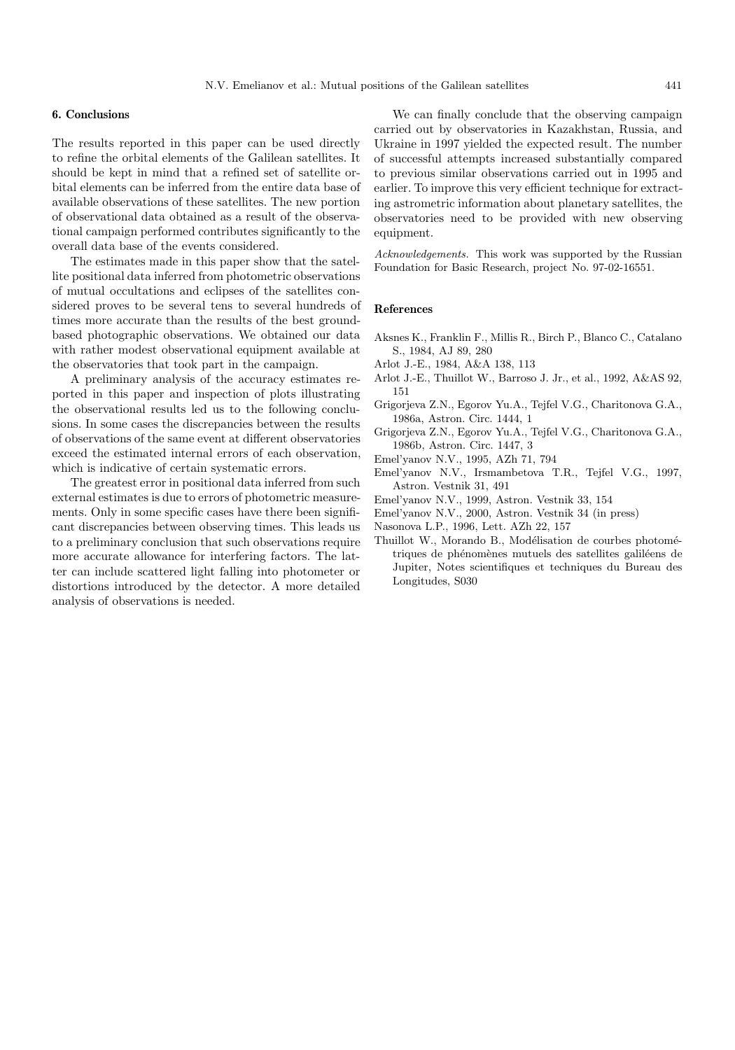## 6. Conclusions

The results reported in this paper can be used directly to refine the orbital elements of the Galilean satellites. It should be kept in mind that a refined set of satellite orbital elements can be inferred from the entire data base of available observations of these satellites. The new portion of observational data obtained as a result of the observational campaign performed contributes significantly to the overall data base of the events considered.

The estimates made in this paper show that the satellite positional data inferred from photometric observations of mutual occultations and eclipses of the satellites considered proves to be several tens to several hundreds of times more accurate than the results of the best ground-based photographic observations. We obtained our data with rather modest observational equipment available at the observatories that took part in the campaign.

A preliminary analysis of the accuracy estimates reported in this paper and inspection of plots illustrating the observational results led us to the following conclusions. In some cases the discrepancies between the results of observations of the same event at different observatories exceed the estimated internal errors of each observation, which is indicative of certain systematic errors.

The greatest error in positional data inferred from such external estimates is due to errors of photometric measurements. Only in some specific cases have there been significant discrepancies between observing times. This leads us to a preliminary conclusion that such observations require more accurate allowance for interfering factors. The latter can include scattered light falling into photometer or distortions introduced by the detector. A more detailed analysis of observations is needed.

We can finally conclude that the observing campaign carried out by observatories in Kazakhstan, Russia, and Ukraine in 1997 yielded the expected result. The number of successful attempts increased substantially compared to previous similar observations carried out in 1995 and earlier. To improve this very efficient technique for extracting astrometric information about planetary satellites, the observatories need to be provided with new observing equipment.

*Acknowledgements.* This work was supported by the Russian Foundation for Basic Research, project No. 97-02-16551.

## References

- Aksnes K., Franklin F., Millis R., Birch P., Blanco C., Catalano S., 1984, AJ 89, 280
- Arlot J.-E., 1984, A&A 138, 113
- Arlot J.-E., Thuillot W., Barroso J. Jr., et al., 1992, A&AS 92, 151
- Grigorjeva Z.N., Egorov Yu.A., Tejfel V.G., Charitonova G.A., 1986a, Astron. Circ. 1444, 1
- Grigorjeva Z.N., Egorov Yu.A., Tejfel V.G., Charitonova G.A., 1986b, Astron. Circ. 1447, 3
- Emel'yanov N.V., 1995, AZh 71, 794
- Emel'yanov N.V., Irsmambetova T.R., Tejfel V.G., 1997, Astron. Vestnik 31, 491
- Emel'yanov N.V., 1999, Astron. Vestnik 33, 154
- Emel'yanov N.V., 2000, Astron. Vestnik 34 (in press)
- Nasonova L.P., 1996, Lett. AZh 22, 157
- Thuillot W., Morando B., Modélisation de courbes photométriques de phénomènes mutuels des satellites galiléens de Jupiter, Notes scientifiques et techniques du Bureau des Longitudes, S030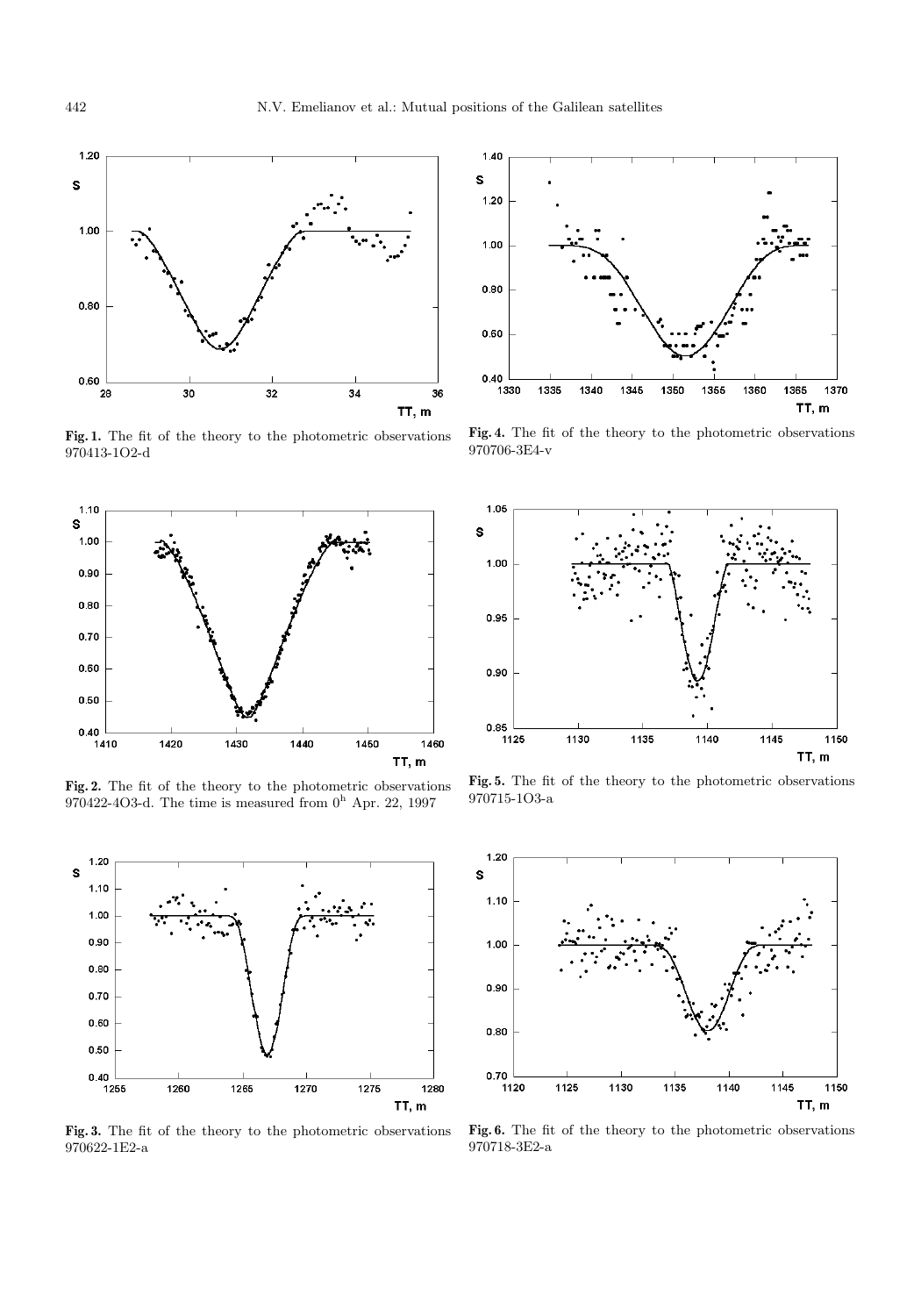**Fig. 1.** The fit of the theory to the photometric observations 970413-1O2-d

**Fig. 4.** The fit of the theory to the photometric observations 970706-3E4-v

**Fig. 2.** The fit of the theory to the photometric observations 970422-4O3-d. The time is measured from $0^{\mathrm{h}}$ Apr. 22, 1997

**Fig. 5.** The fit of the theory to the photometric observations 970715-1O3-a

**Fig. 3.** The fit of the theory to the photometric observations 970622-1E2-a

**Fig. 6.** The fit of the theory to the photometric observations 970718-3E2-a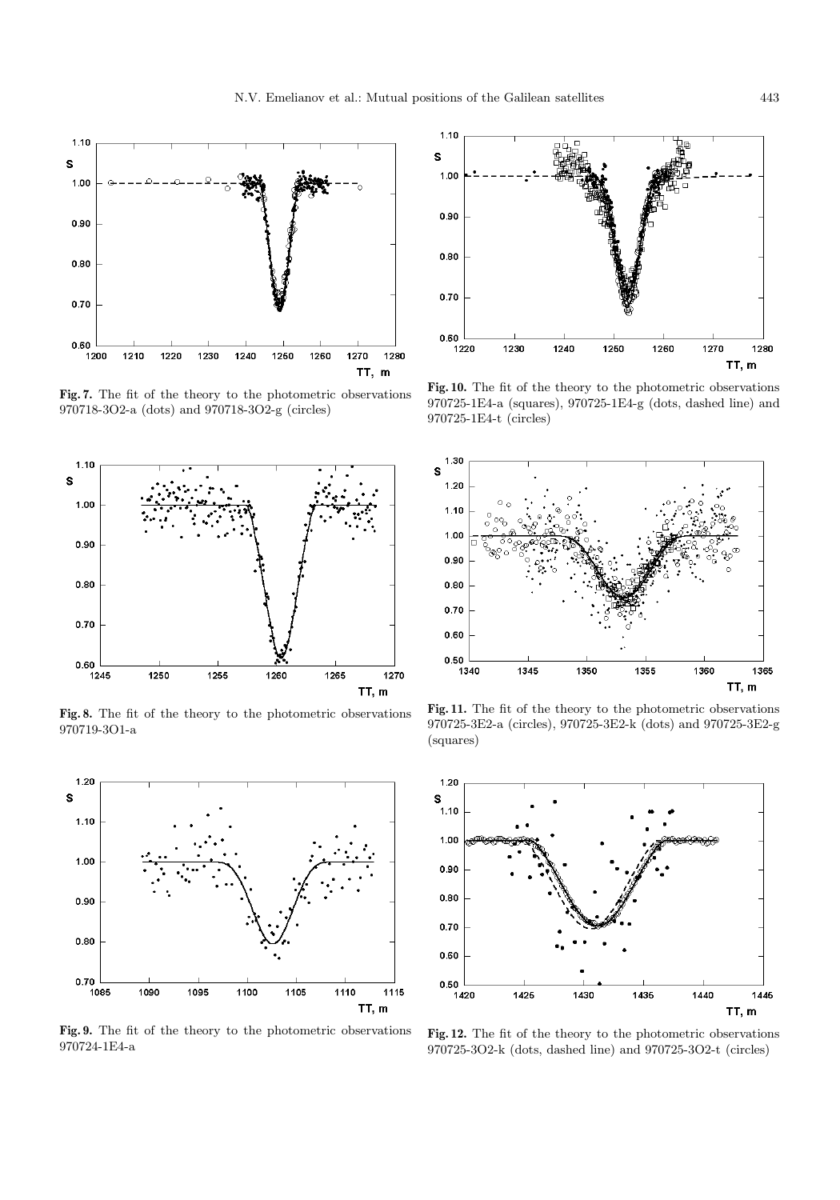**Fig. 7.** The fit of the theory to the photometric observations 970718-3O2-a (dots) and 970718-3O2-g (circles)

**Fig. 8.** The fit of the theory to the photometric observations 970719-3O1-a

**Fig. 9.** The fit of the theory to the photometric observations 970724-1E4-a

**Fig. 10.** The fit of the theory to the photometric observations 970725-1E4-a (squares), 970725-1E4-g (dots, dashed line) and 970725-1E4-t (circles)

**Fig. 11.** The fit of the theory to the photometric observations 970725-3E2-a (circles), 970725-3E2-k (dots) and 970725-3E2-g (squares)

**Fig. 12.** The fit of the theory to the photometric observations 970725-3O2-k (dots, dashed line) and 970725-3O2-t (circles)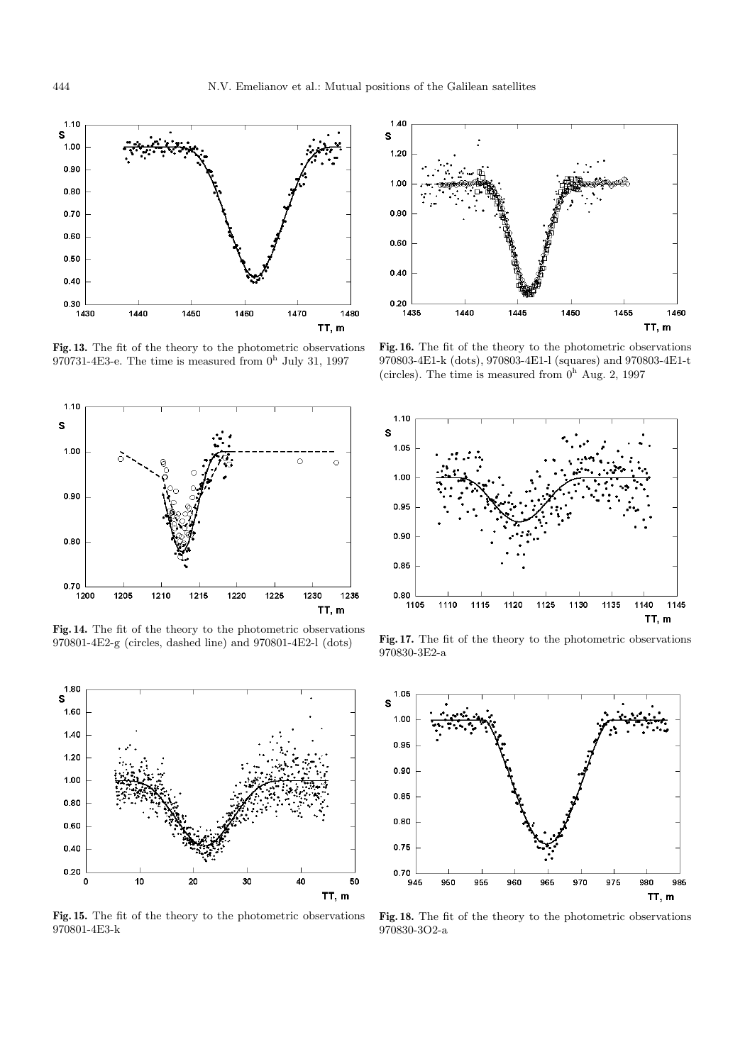**Fig. 13.** The fit of the theory to the photometric observations 970731-4E3-e. The time is measured from $0^{\rm h}$ July 31, 1997

**Fig. 14.** The fit of the theory to the photometric observations 970801-4E2-g (circles, dashed line) and 970801-4E2-l (dots)

**Fig. 15.** The fit of the theory to the photometric observations 970801-4E3-k

**Fig. 16.** The fit of the theory to the photometric observations 970803-4E1-k (dots), 970803-4E1-l (squares) and 970803-4E1-t (circles). The time is measured from $0^{\rm h}$ Aug. 2, 1997

**Fig. 17.** The fit of the theory to the photometric observations 970830-3E2-a

**Fig. 18.** The fit of the theory to the photometric observations 970830-3O2-a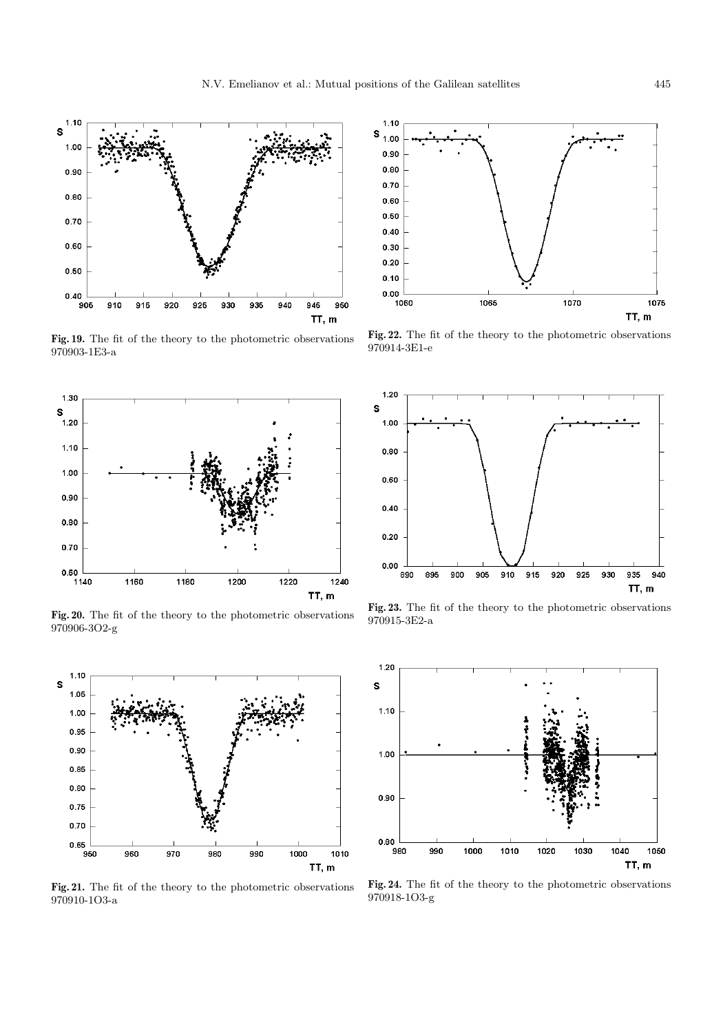**Fig. 19.** The fit of the theory to the photometric observations 970903-1E3-a

**Fig. 20.** The fit of the theory to the photometric observations 970906-3O2-g

**Fig. 21.** The fit of the theory to the photometric observations 970910-1O3-a

**Fig. 22.** The fit of the theory to the photometric observations 970914-3E1-e

**Fig. 23.** The fit of the theory to the photometric observations 970915-3E2-a

**Fig. 24.** The fit of the theory to the photometric observations 970918-1O3-g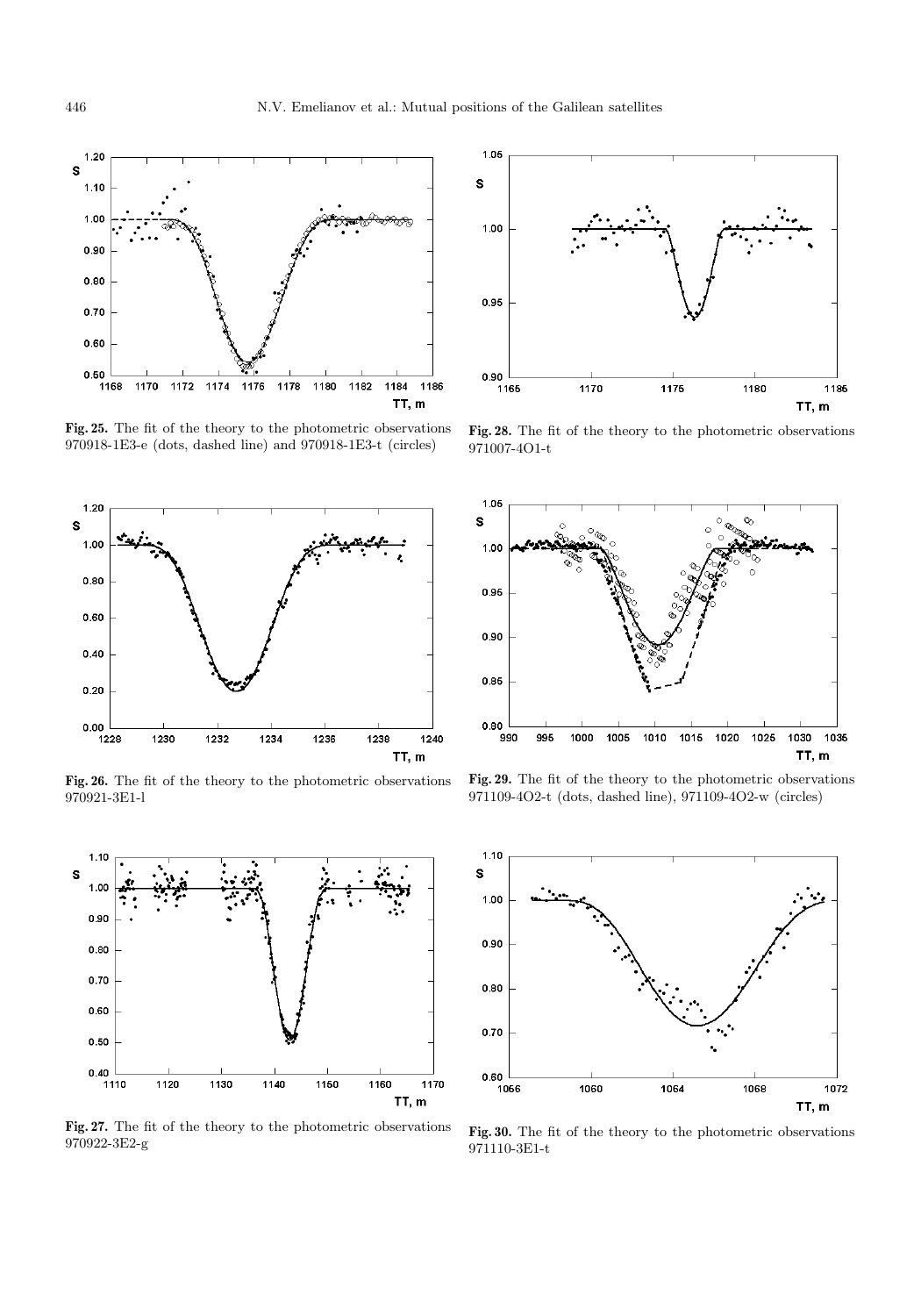**Fig. 25.** The fit of the theory to the photometric observations 970918-1E3-e (dots, dashed line) and 970918-1E3-t (circles)

**Fig. 28.** The fit of the theory to the photometric observations 971007-4O1-t

**Fig. 26.** The fit of the theory to the photometric observations 970921-3E1-l

**Fig. 29.** The fit of the theory to the photometric observations 971109-4O2-t (dots, dashed line), 971109-4O2-w (circles)

**Fig. 27.** The fit of the theory to the photometric observations 970922-3E2-g

**Fig. 30.** The fit of the theory to the photometric observations 971110-3E1-t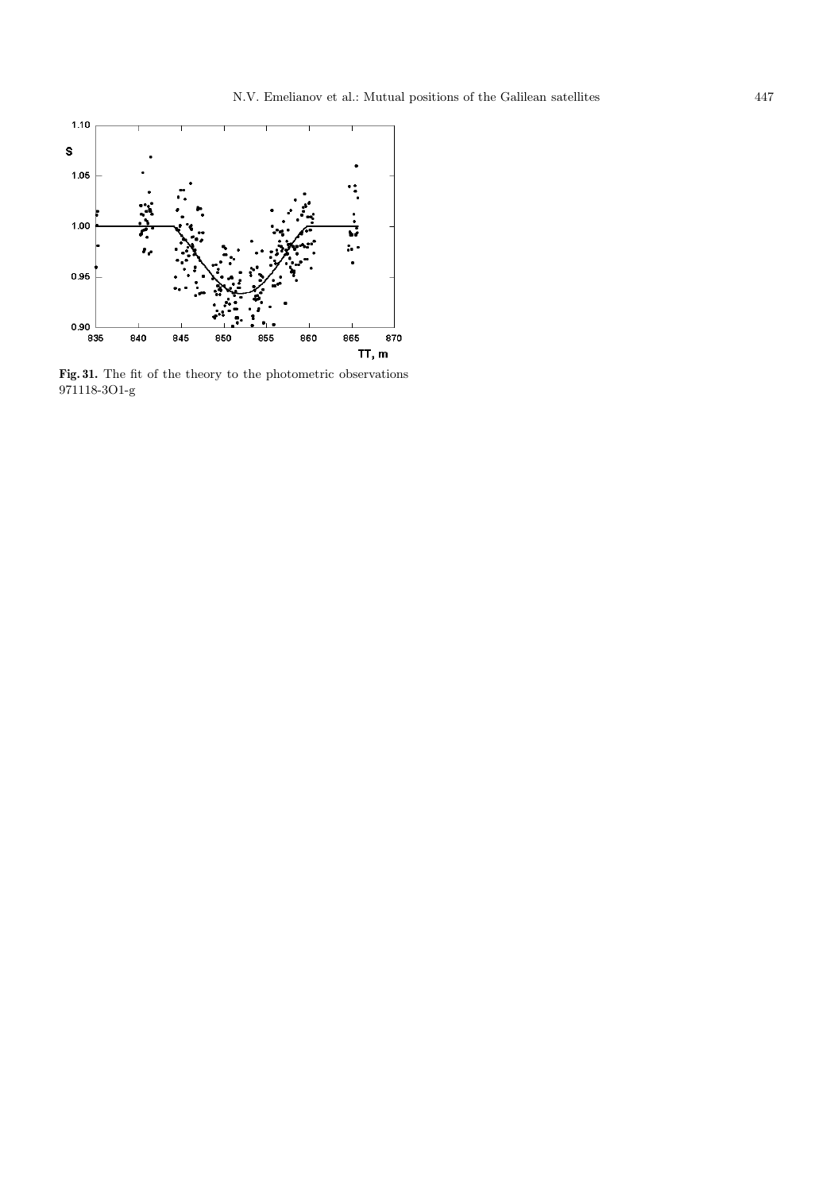1.10

S

1.05

1.00

0.95

0.90

835 840 845 850 855 860 865 870

TT, m

**Fig. 31.** The fit of the theory to the photometric observations 971118-3O1-g